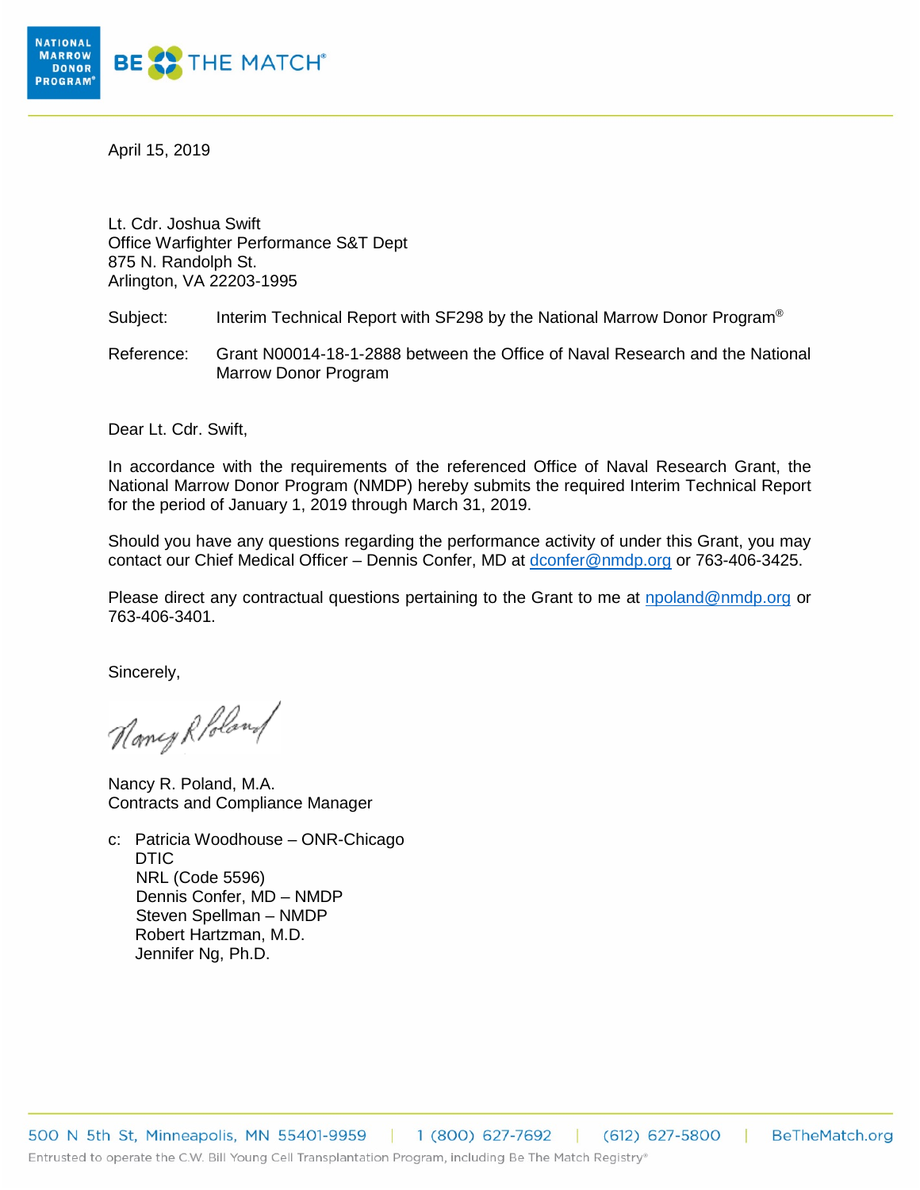April 15, 2019

Lt. Cdr. Joshua Swift
Office Warfighter Performance S&T Dept
875 N. Randolph St.
Arlington, VA 22203-1995

Subject: Interim Technical Report with SF298 by the National Marrow Donor Program®

Reference: Grant N00014-18-1-2888 between the Office of Naval Research and the National Marrow Donor Program

Dear Lt. Cdr. Swift,

In accordance with the requirements of the referenced Office of Naval Research Grant, the National Marrow Donor Program (NMDP) hereby submits the required Interim Technical Report for the period of January 1, 2019 through March 31, 2019.

Should you have any questions regarding the performance activity of under this Grant, you may contact our Chief Medical Officer – Dennis Confer, MD at dconfer@nmdp.org or 763-406-3425.

Please direct any contractual questions pertaining to the Grant to me at npoland@nmdp.org or 763-406-3401.

Sincerely,

Nancy R. Poland

Nancy R. Poland, M.A.
Contracts and Compliance Manager

c: Patricia Woodhouse – ONR-Chicago
DTIC
NRL (Code 5596)
Dennis Confer, MD – NMDP
Steven Spellman – NMDP
Robert Hartzman, M.D.
Jennifer Ng, Ph.D.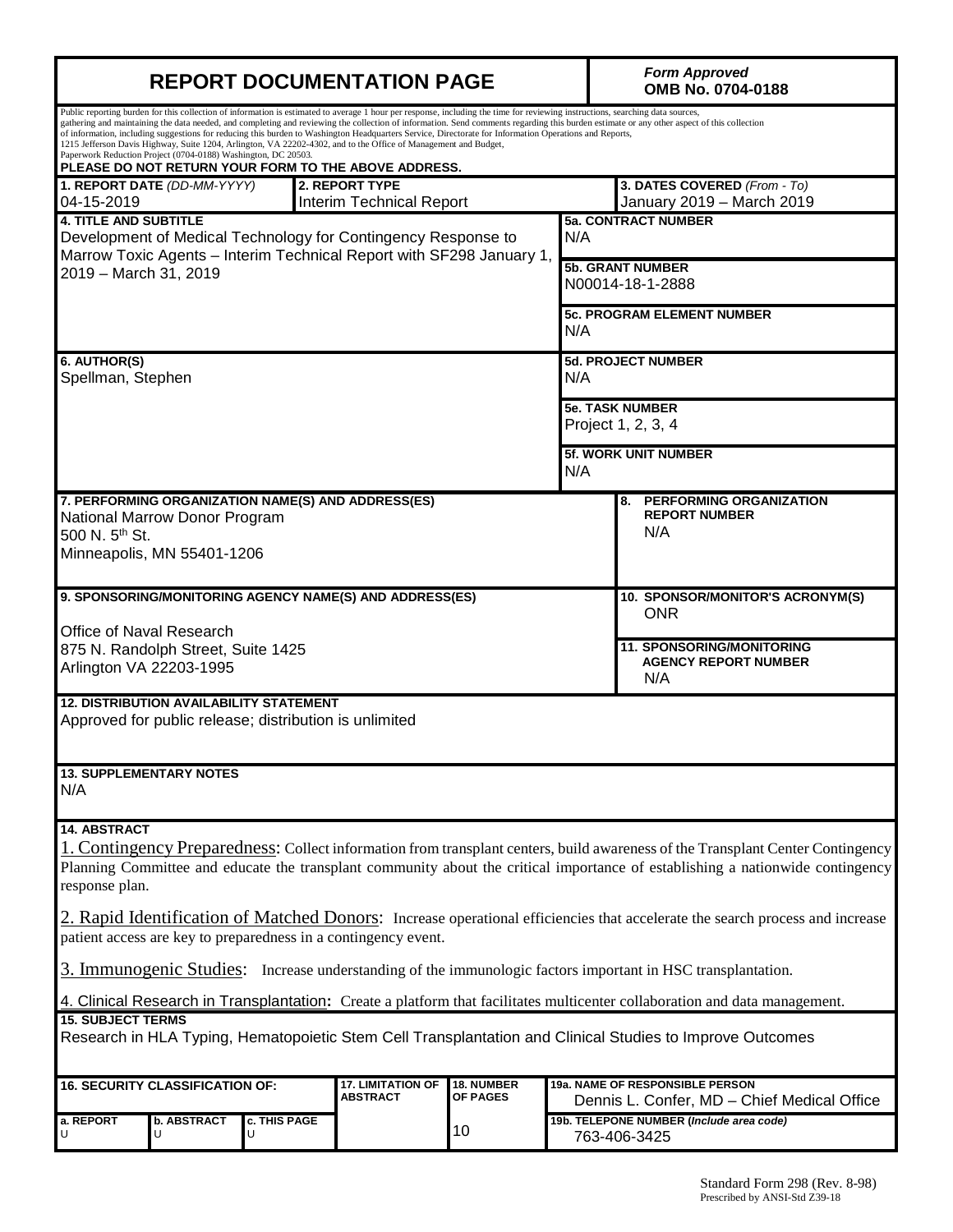# REPORT DOCUMENTATION PAGE

*Form Approved*
**OMB No. 0704-0188**

Public reporting burden for this collection of information is estimated to average 1 hour per response, including the time for reviewing instructions, searching data sources, gathering and maintaining the data needed, and completing and reviewing the collection of information. Send comments regarding this burden estimate or any other aspect of this collection of information, including suggestions for reducing this burden to Washington Headquarters Service, Directorate for Information Operations and Reports, 1215 Jefferson Davis Highway, Suite 1204, Arlington, VA 22202-4302, and to the Office of Management and Budget, Paperwork Reduction Project (0704-0188) Washington, DC 20503.

**PLEASE DO NOT RETURN YOUR FORM TO THE ABOVE ADDRESS.**

| **1. REPORT DATE** *(DD-MM-YYYY)* | **2. REPORT TYPE** | **3. DATES COVERED** *(From - To)* |
|---|---|---|
| 04-15-2019 | Interim Technical Report | January 2019 – March 2019 |

**4. TITLE AND SUBTITLE**
Development of Medical Technology for Contingency Response to Marrow Toxic Agents – Interim Technical Report with SF298 January 1, 2019 – March 31, 2019

**5a. CONTRACT NUMBER**
N/A

**5b. GRANT NUMBER**
N00014-18-1-2888

**5c. PROGRAM ELEMENT NUMBER**
N/A

**6. AUTHOR(S)**
Spellman, Stephen

**5d. PROJECT NUMBER**
N/A

**5e. TASK NUMBER**
Project 1, 2, 3, 4

**5f. WORK UNIT NUMBER**
N/A

**7. PERFORMING ORGANIZATION NAME(S) AND ADDRESS(ES)**
National Marrow Donor Program
500 N. 5th St.
Minneapolis, MN 55401-1206

**8. PERFORMING ORGANIZATION REPORT NUMBER**
N/A

**9. SPONSORING/MONITORING AGENCY NAME(S) AND ADDRESS(ES)**
Office of Naval Research
875 N. Randolph Street, Suite 1425
Arlington VA 22203-1995

**10. SPONSOR/MONITOR'S ACRONYM(S)**
ONR

**11. SPONSORING/MONITORING AGENCY REPORT NUMBER**
N/A

**12. DISTRIBUTION AVAILABILITY STATEMENT**
Approved for public release; distribution is unlimited

**13. SUPPLEMENTARY NOTES**
N/A

**14. ABSTRACT**

1. Contingency Preparedness: Collect information from transplant centers, build awareness of the Transplant Center Contingency Planning Committee and educate the transplant community about the critical importance of establishing a nationwide contingency response plan.

2. Rapid Identification of Matched Donors: Increase operational efficiencies that accelerate the search process and increase patient access are key to preparedness in a contingency event.

3. Immunogenic Studies: Increase understanding of the immunologic factors important in HSC transplantation.

4. Clinical Research in Transplantation: Create a platform that facilitates multicenter collaboration and data management.

**15. SUBJECT TERMS**
Research in HLA Typing, Hematopoietic Stem Cell Transplantation and Clinical Studies to Improve Outcomes

| **16. SECURITY CLASSIFICATION OF:** | | | **17. LIMITATION OF ABSTRACT** | **18. NUMBER OF PAGES** | **19a. NAME OF RESPONSIBLE PERSON** |
|---|---|---|---|---|---|
| **a. REPORT** | **b. ABSTRACT** | **c. THIS PAGE** | | | Dennis L. Confer, MD – Chief Medical Office |
| U | U | U | | 10 | **19b. TELEPONE NUMBER (*Include area code*)** 763-406-3425 |

Standard Form 298 (Rev. 8-98)
Prescribed by ANSI-Std Z39-18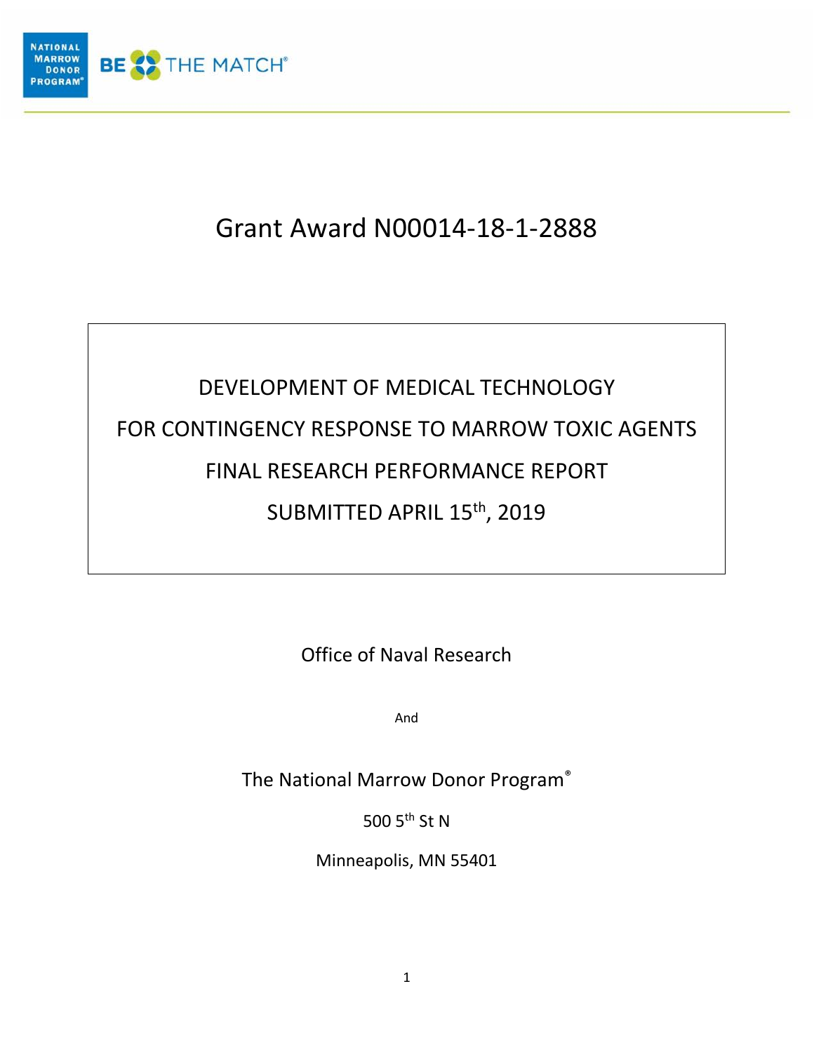NATIONAL MARROW DONOR PROGRAM® BE THE MATCH®

# Grant Award N00014-18-1-2888

DEVELOPMENT OF MEDICAL TECHNOLOGY

FOR CONTINGENCY RESPONSE TO MARROW TOXIC AGENTS

FINAL RESEARCH PERFORMANCE REPORT

SUBMITTED APRIL 15th, 2019

Office of Naval Research

And

The National Marrow Donor Program®

500 5th St N

Minneapolis, MN 55401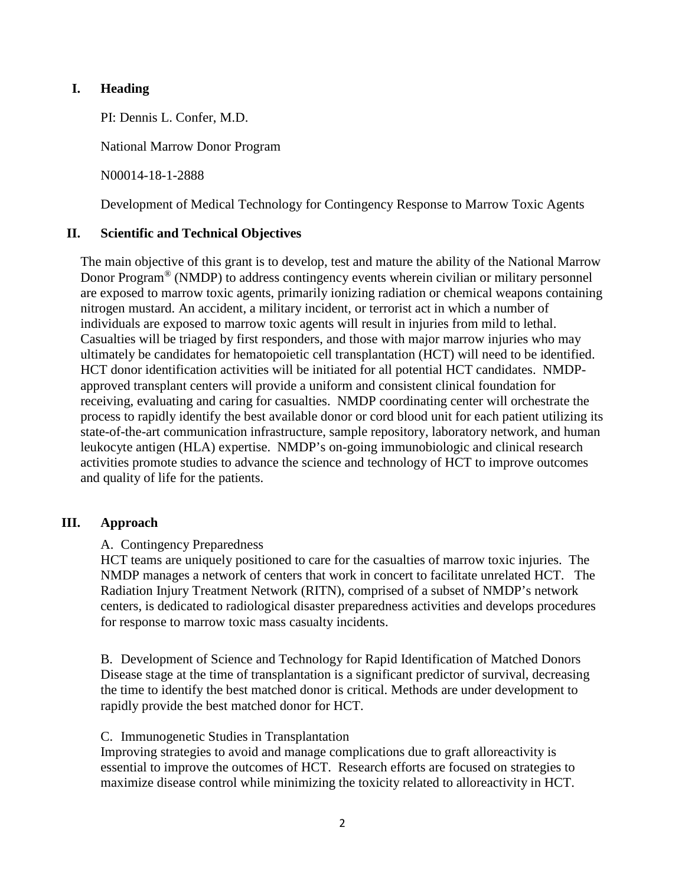## I. Heading

PI: Dennis L. Confer, M.D.

National Marrow Donor Program

N00014-18-1-2888

Development of Medical Technology for Contingency Response to Marrow Toxic Agents

## II. Scientific and Technical Objectives

The main objective of this grant is to develop, test and mature the ability of the National Marrow Donor Program® (NMDP) to address contingency events wherein civilian or military personnel are exposed to marrow toxic agents, primarily ionizing radiation or chemical weapons containing nitrogen mustard. An accident, a military incident, or terrorist act in which a number of individuals are exposed to marrow toxic agents will result in injuries from mild to lethal. Casualties will be triaged by first responders, and those with major marrow injuries who may ultimately be candidates for hematopoietic cell transplantation (HCT) will need to be identified. HCT donor identification activities will be initiated for all potential HCT candidates. NMDP-approved transplant centers will provide a uniform and consistent clinical foundation for receiving, evaluating and caring for casualties. NMDP coordinating center will orchestrate the process to rapidly identify the best available donor or cord blood unit for each patient utilizing its state-of-the-art communication infrastructure, sample repository, laboratory network, and human leukocyte antigen (HLA) expertise. NMDP's on-going immunobiologic and clinical research activities promote studies to advance the science and technology of HCT to improve outcomes and quality of life for the patients.

## III. Approach

A. Contingency Preparedness

HCT teams are uniquely positioned to care for the casualties of marrow toxic injuries. The NMDP manages a network of centers that work in concert to facilitate unrelated HCT. The Radiation Injury Treatment Network (RITN), comprised of a subset of NMDP's network centers, is dedicated to radiological disaster preparedness activities and develops procedures for response to marrow toxic mass casualty incidents.

B. Development of Science and Technology for Rapid Identification of Matched Donors

Disease stage at the time of transplantation is a significant predictor of survival, decreasing the time to identify the best matched donor is critical. Methods are under development to rapidly provide the best matched donor for HCT.

C. Immunogenetic Studies in Transplantation

Improving strategies to avoid and manage complications due to graft alloreactivity is essential to improve the outcomes of HCT. Research efforts are focused on strategies to maximize disease control while minimizing the toxicity related to alloreactivity in HCT.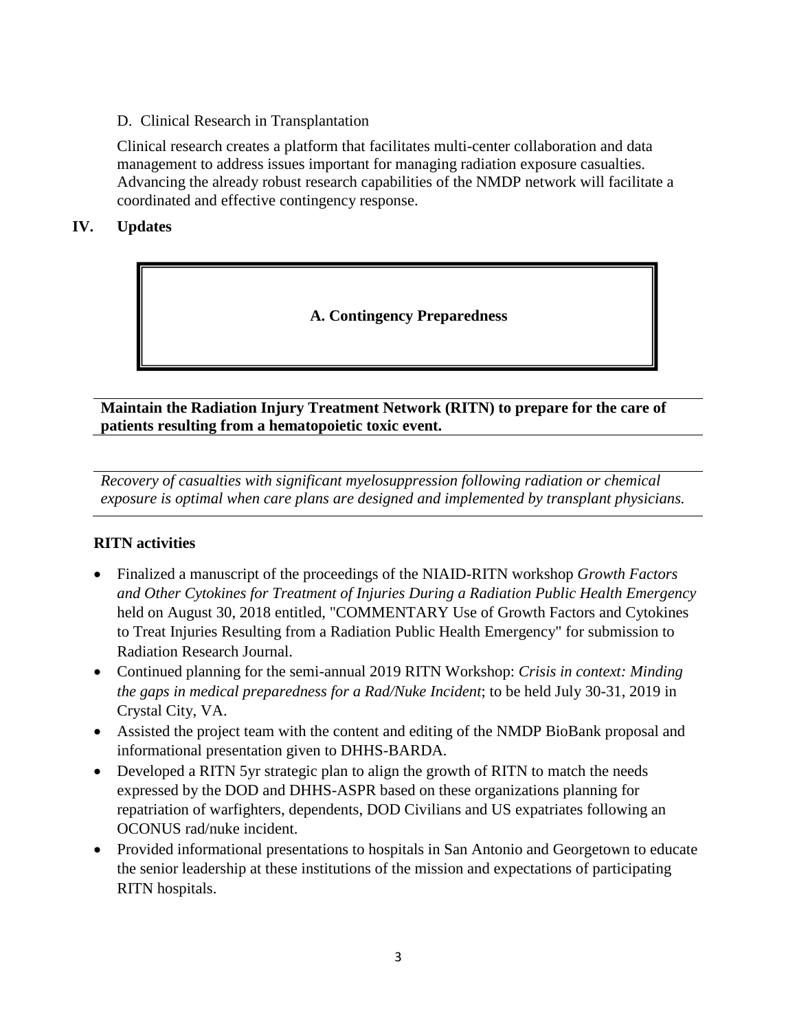### D. Clinical Research in Transplantation

Clinical research creates a platform that facilitates multi-center collaboration and data management to address issues important for managing radiation exposure casualties. Advancing the already robust research capabilities of the NMDP network will facilitate a coordinated and effective contingency response.

## IV. Updates

### A. Contingency Preparedness

**Maintain the Radiation Injury Treatment Network (RITN) to prepare for the care of patients resulting from a hematopoietic toxic event.**

*Recovery of casualties with significant myelosuppression following radiation or chemical exposure is optimal when care plans are designed and implemented by transplant physicians.*

**RITN activities**

- Finalized a manuscript of the proceedings of the NIAID-RITN workshop *Growth Factors and Other Cytokines for Treatment of Injuries During a Radiation Public Health Emergency* held on August 30, 2018 entitled, "COMMENTARY Use of Growth Factors and Cytokines to Treat Injuries Resulting from a Radiation Public Health Emergency" for submission to Radiation Research Journal.
- Continued planning for the semi-annual 2019 RITN Workshop: *Crisis in context: Minding the gaps in medical preparedness for a Rad/Nuke Incident*; to be held July 30-31, 2019 in Crystal City, VA.
- Assisted the project team with the content and editing of the NMDP BioBank proposal and informational presentation given to DHHS-BARDA.
- Developed a RITN 5yr strategic plan to align the growth of RITN to match the needs expressed by the DOD and DHHS-ASPR based on these organizations planning for repatriation of warfighters, dependents, DOD Civilians and US expatriates following an OCONUS rad/nuke incident.
- Provided informational presentations to hospitals in San Antonio and Georgetown to educate the senior leadership at these institutions of the mission and expectations of participating RITN hospitals.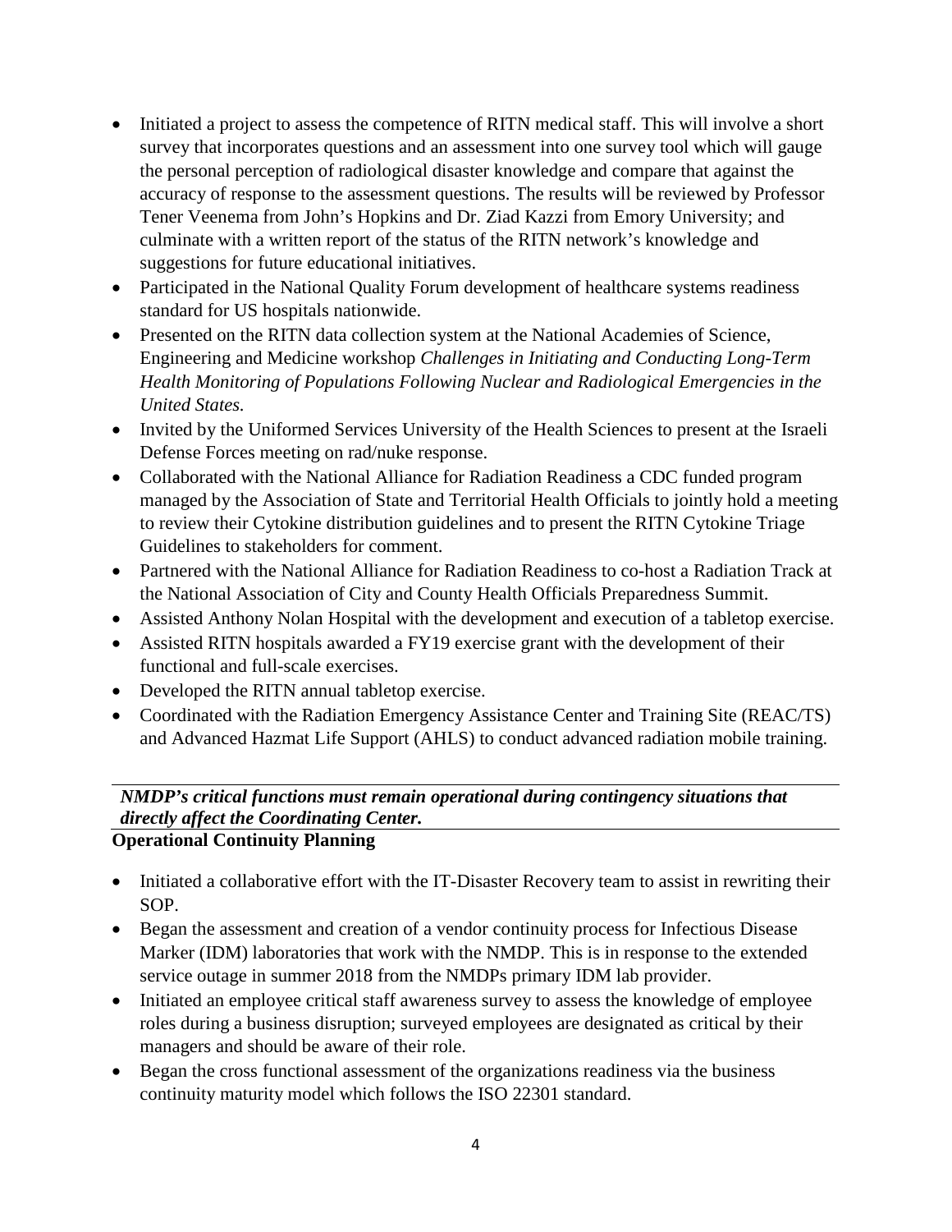- Initiated a project to assess the competence of RITN medical staff. This will involve a short survey that incorporates questions and an assessment into one survey tool which will gauge the personal perception of radiological disaster knowledge and compare that against the accuracy of response to the assessment questions. The results will be reviewed by Professor Tener Veenema from John's Hopkins and Dr. Ziad Kazzi from Emory University; and culminate with a written report of the status of the RITN network's knowledge and suggestions for future educational initiatives.
- Participated in the National Quality Forum development of healthcare systems readiness standard for US hospitals nationwide.
- Presented on the RITN data collection system at the National Academies of Science, Engineering and Medicine workshop *Challenges in Initiating and Conducting Long-Term Health Monitoring of Populations Following Nuclear and Radiological Emergencies in the United States.*
- Invited by the Uniformed Services University of the Health Sciences to present at the Israeli Defense Forces meeting on rad/nuke response.
- Collaborated with the National Alliance for Radiation Readiness a CDC funded program managed by the Association of State and Territorial Health Officials to jointly hold a meeting to review their Cytokine distribution guidelines and to present the RITN Cytokine Triage Guidelines to stakeholders for comment.
- Partnered with the National Alliance for Radiation Readiness to co-host a Radiation Track at the National Association of City and County Health Officials Preparedness Summit.
- Assisted Anthony Nolan Hospital with the development and execution of a tabletop exercise.
- Assisted RITN hospitals awarded a FY19 exercise grant with the development of their functional and full-scale exercises.
- Developed the RITN annual tabletop exercise.
- Coordinated with the Radiation Emergency Assistance Center and Training Site (REAC/TS) and Advanced Hazmat Life Support (AHLS) to conduct advanced radiation mobile training.

***NMDP's critical functions must remain operational during contingency situations that directly affect the Coordinating Center.***

**Operational Continuity Planning**

- Initiated a collaborative effort with the IT-Disaster Recovery team to assist in rewriting their SOP.
- Began the assessment and creation of a vendor continuity process for Infectious Disease Marker (IDM) laboratories that work with the NMDP. This is in response to the extended service outage in summer 2018 from the NMDPs primary IDM lab provider.
- Initiated an employee critical staff awareness survey to assess the knowledge of employee roles during a business disruption; surveyed employees are designated as critical by their managers and should be aware of their role.
- Began the cross functional assessment of the organizations readiness via the business continuity maturity model which follows the ISO 22301 standard.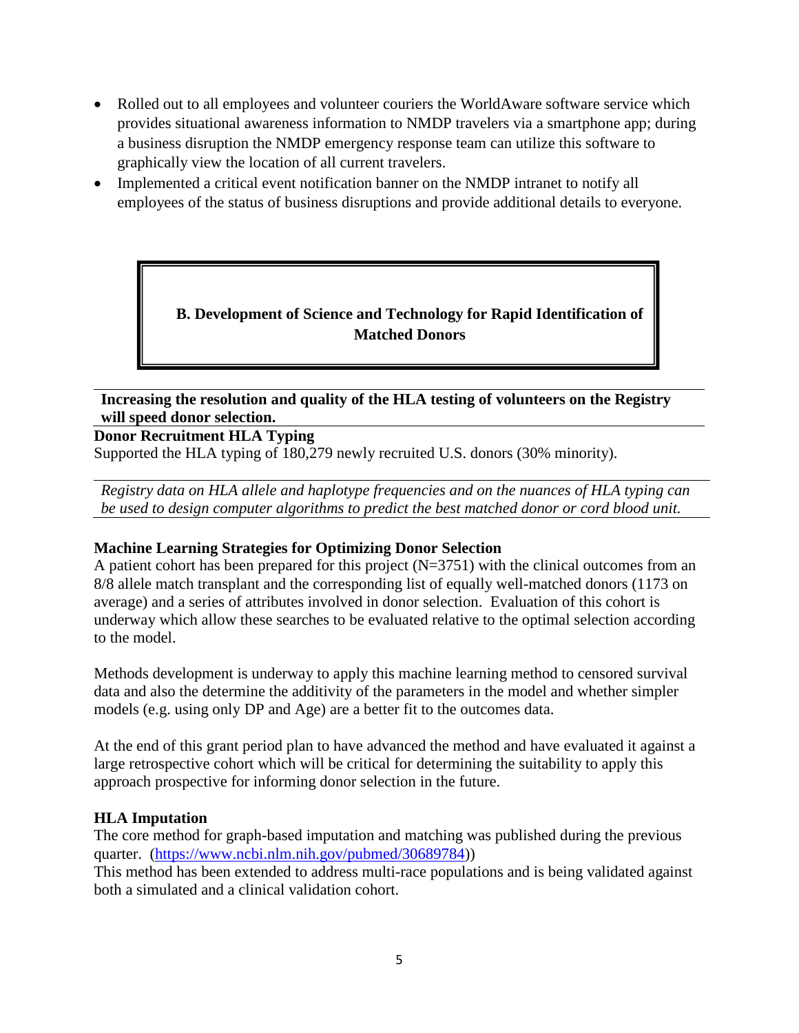- Rolled out to all employees and volunteer couriers the WorldAware software service which provides situational awareness information to NMDP travelers via a smartphone app; during a business disruption the NMDP emergency response team can utilize this software to graphically view the location of all current travelers.
- Implemented a critical event notification banner on the NMDP intranet to notify all employees of the status of business disruptions and provide additional details to everyone.

## B. Development of Science and Technology for Rapid Identification of Matched Donors

**Increasing the resolution and quality of the HLA testing of volunteers on the Registry will speed donor selection.**

**Donor Recruitment HLA Typing**

Supported the HLA typing of 180,279 newly recruited U.S. donors (30% minority).

*Registry data on HLA allele and haplotype frequencies and on the nuances of HLA typing can be used to design computer algorithms to predict the best matched donor or cord blood unit.*

**Machine Learning Strategies for Optimizing Donor Selection**

A patient cohort has been prepared for this project (N=3751) with the clinical outcomes from an 8/8 allele match transplant and the corresponding list of equally well-matched donors (1173 on average) and a series of attributes involved in donor selection. Evaluation of this cohort is underway which allow these searches to be evaluated relative to the optimal selection according to the model.

Methods development is underway to apply this machine learning method to censored survival data and also the determine the additivity of the parameters in the model and whether simpler models (e.g. using only DP and Age) are a better fit to the outcomes data.

At the end of this grant period plan to have advanced the method and have evaluated it against a large retrospective cohort which will be critical for determining the suitability to apply this approach prospective for informing donor selection in the future.

**HLA Imputation**

The core method for graph-based imputation and matching was published during the previous quarter. ([https://www.ncbi.nlm.nih.gov/pubmed/30689784](https://www.ncbi.nlm.nih.gov/pubmed/30689784)))

This method has been extended to address multi-race populations and is being validated against both a simulated and a clinical validation cohort.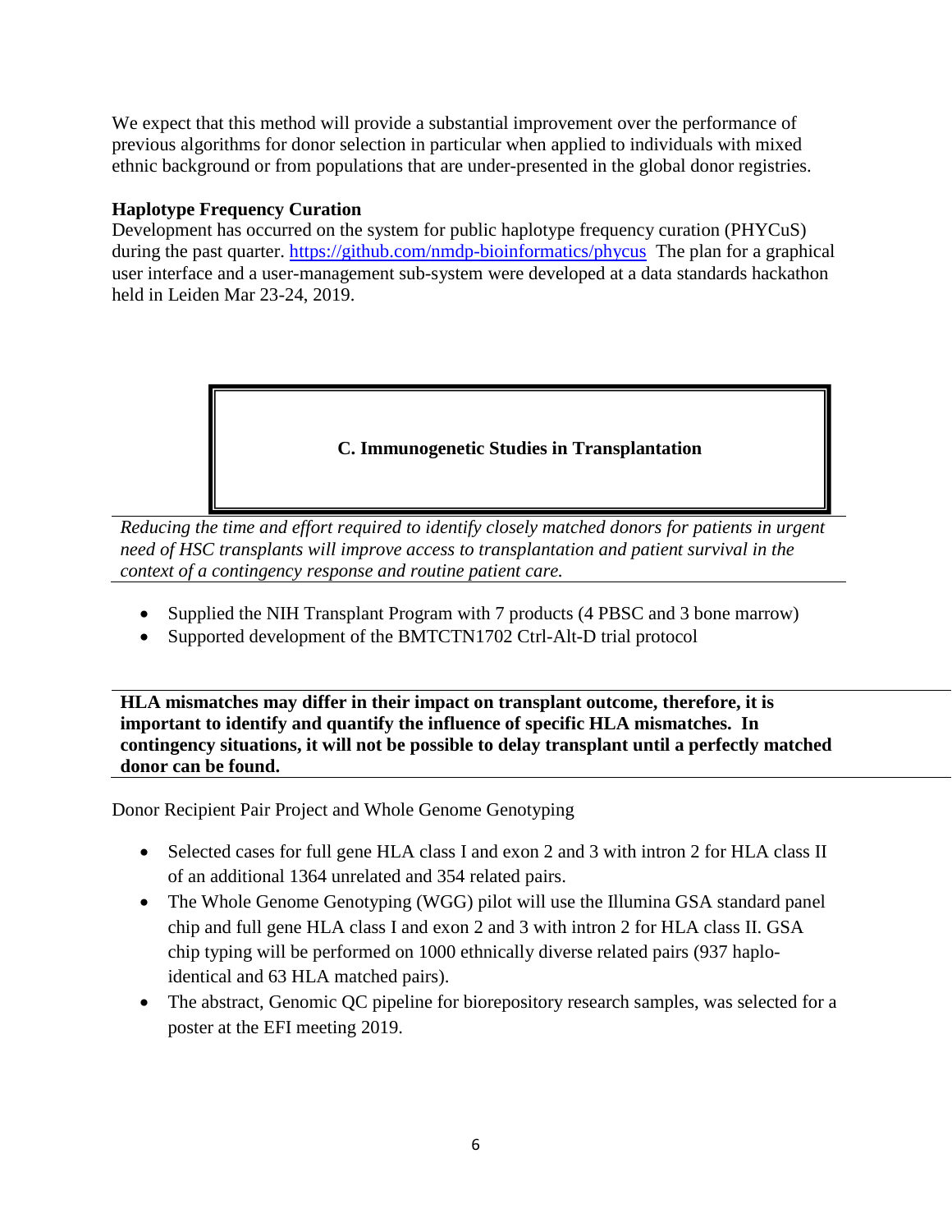We expect that this method will provide a substantial improvement over the performance of previous algorithms for donor selection in particular when applied to individuals with mixed ethnic background or from populations that are under-presented in the global donor registries.

**Haplotype Frequency Curation**

Development has occurred on the system for public haplotype frequency curation (PHYCuS) during the past quarter. https://github.com/nmdp-bioinformatics/phycus The plan for a graphical user interface and a user-management sub-system were developed at a data standards hackathon held in Leiden Mar 23-24, 2019.

## C. Immunogenetic Studies in Transplantation

*Reducing the time and effort required to identify closely matched donors for patients in urgent need of HSC transplants will improve access to transplantation and patient survival in the context of a contingency response and routine patient care.*

- Supplied the NIH Transplant Program with 7 products (4 PBSC and 3 bone marrow)
- Supported development of the BMTCTN1702 Ctrl-Alt-D trial protocol

**HLA mismatches may differ in their impact on transplant outcome, therefore, it is important to identify and quantify the influence of specific HLA mismatches. In contingency situations, it will not be possible to delay transplant until a perfectly matched donor can be found.**

Donor Recipient Pair Project and Whole Genome Genotyping

- Selected cases for full gene HLA class I and exon 2 and 3 with intron 2 for HLA class II of an additional 1364 unrelated and 354 related pairs.
- The Whole Genome Genotyping (WGG) pilot will use the Illumina GSA standard panel chip and full gene HLA class I and exon 2 and 3 with intron 2 for HLA class II. GSA chip typing will be performed on 1000 ethnically diverse related pairs (937 haplo-identical and 63 HLA matched pairs).
- The abstract, Genomic QC pipeline for biorepository research samples, was selected for a poster at the EFI meeting 2019.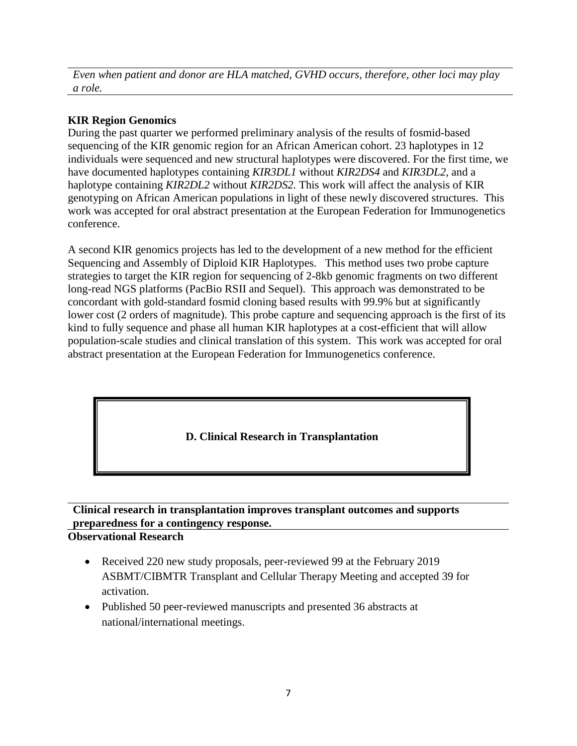*Even when patient and donor are HLA matched, GVHD occurs, therefore, other loci may play a role.*

**KIR Region Genomics**

During the past quarter we performed preliminary analysis of the results of fosmid-based sequencing of the KIR genomic region for an African American cohort. 23 haplotypes in 12 individuals were sequenced and new structural haplotypes were discovered. For the first time, we have documented haplotypes containing *KIR3DL1* without *KIR2DS4* and *KIR3DL2*, and a haplotype containing *KIR2DL2* without *KIR2DS2.* This work will affect the analysis of KIR genotyping on African American populations in light of these newly discovered structures. This work was accepted for oral abstract presentation at the European Federation for Immunogenetics conference.

A second KIR genomics projects has led to the development of a new method for the efficient Sequencing and Assembly of Diploid KIR Haplotypes. This method uses two probe capture strategies to target the KIR region for sequencing of 2-8kb genomic fragments on two different long-read NGS platforms (PacBio RSII and Sequel). This approach was demonstrated to be concordant with gold-standard fosmid cloning based results with 99.9% but at significantly lower cost (2 orders of magnitude). This probe capture and sequencing approach is the first of its kind to fully sequence and phase all human KIR haplotypes at a cost-efficient that will allow population-scale studies and clinical translation of this system. This work was accepted for oral abstract presentation at the European Federation for Immunogenetics conference.

## D. Clinical Research in Transplantation

**Clinical research in transplantation improves transplant outcomes and supports preparedness for a contingency response.**

**Observational Research**

- Received 220 new study proposals, peer-reviewed 99 at the February 2019 ASBMT/CIBMTR Transplant and Cellular Therapy Meeting and accepted 39 for activation.
- Published 50 peer-reviewed manuscripts and presented 36 abstracts at national/international meetings.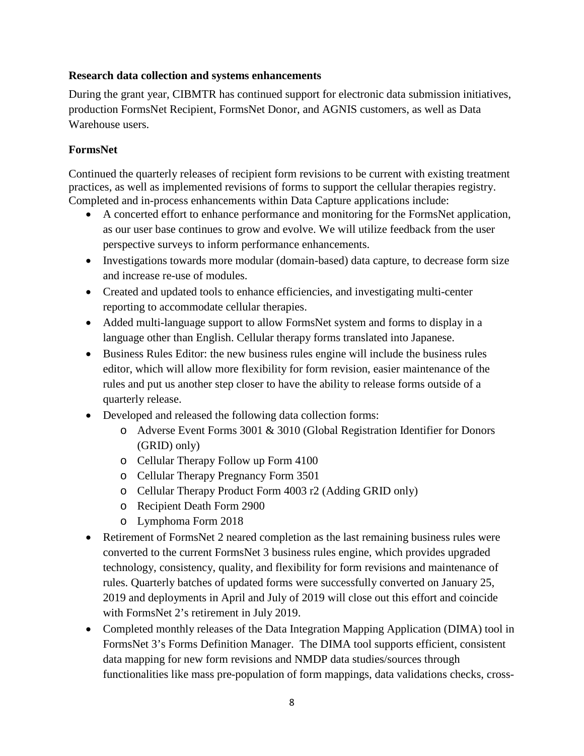**Research data collection and systems enhancements**

During the grant year, CIBMTR has continued support for electronic data submission initiatives, production FormsNet Recipient, FormsNet Donor, and AGNIS customers, as well as Data Warehouse users.

**FormsNet**

Continued the quarterly releases of recipient form revisions to be current with existing treatment practices, as well as implemented revisions of forms to support the cellular therapies registry. Completed and in-process enhancements within Data Capture applications include:

- A concerted effort to enhance performance and monitoring for the FormsNet application, as our user base continues to grow and evolve. We will utilize feedback from the user perspective surveys to inform performance enhancements.
- Investigations towards more modular (domain-based) data capture, to decrease form size and increase re-use of modules.
- Created and updated tools to enhance efficiencies, and investigating multi-center reporting to accommodate cellular therapies.
- Added multi-language support to allow FormsNet system and forms to display in a language other than English. Cellular therapy forms translated into Japanese.
- Business Rules Editor: the new business rules engine will include the business rules editor, which will allow more flexibility for form revision, easier maintenance of the rules and put us another step closer to have the ability to release forms outside of a quarterly release.
- Developed and released the following data collection forms:
  - Adverse Event Forms 3001 & 3010 (Global Registration Identifier for Donors (GRID) only)
  - Cellular Therapy Follow up Form 4100
  - Cellular Therapy Pregnancy Form 3501
  - Cellular Therapy Product Form 4003 r2 (Adding GRID only)
  - Recipient Death Form 2900
  - Lymphoma Form 2018
- Retirement of FormsNet 2 neared completion as the last remaining business rules were converted to the current FormsNet 3 business rules engine, which provides upgraded technology, consistency, quality, and flexibility for form revisions and maintenance of rules. Quarterly batches of updated forms were successfully converted on January 25, 2019 and deployments in April and July of 2019 will close out this effort and coincide with FormsNet 2's retirement in July 2019.
- Completed monthly releases of the Data Integration Mapping Application (DIMA) tool in FormsNet 3's Forms Definition Manager. The DIMA tool supports efficient, consistent data mapping for new form revisions and NMDP data studies/sources through functionalities like mass pre-population of form mappings, data validations checks, cross-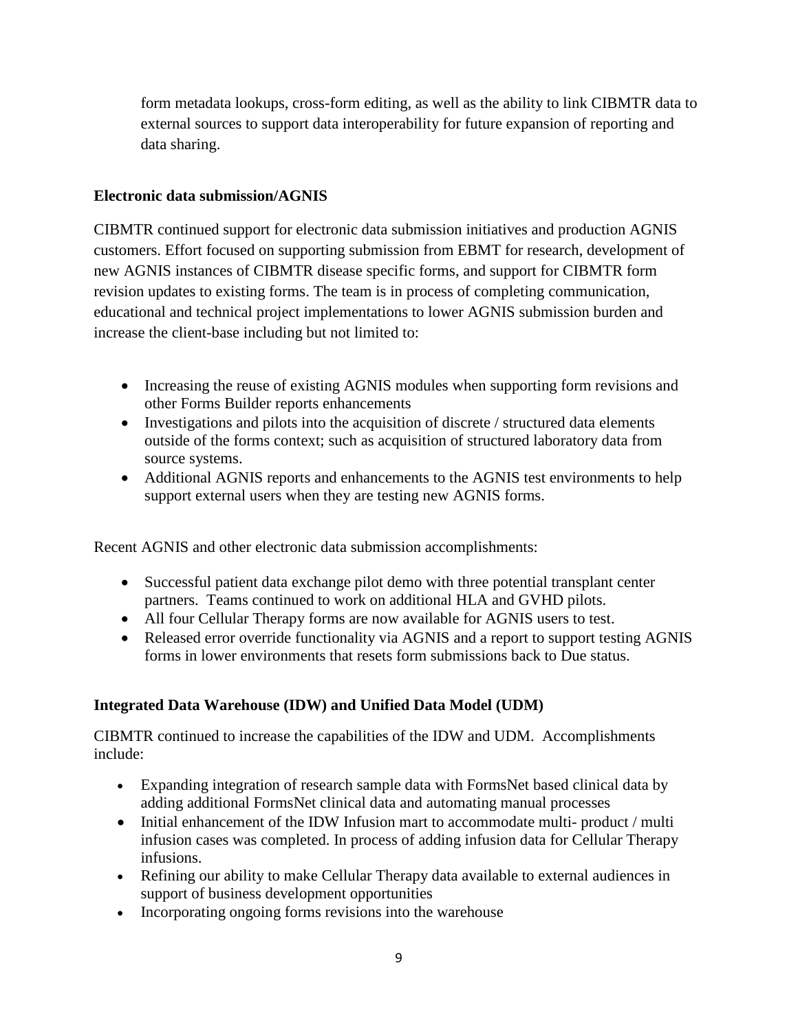form metadata lookups, cross-form editing, as well as the ability to link CIBMTR data to external sources to support data interoperability for future expansion of reporting and data sharing.

**Electronic data submission/AGNIS**

CIBMTR continued support for electronic data submission initiatives and production AGNIS customers. Effort focused on supporting submission from EBMT for research, development of new AGNIS instances of CIBMTR disease specific forms, and support for CIBMTR form revision updates to existing forms. The team is in process of completing communication, educational and technical project implementations to lower AGNIS submission burden and increase the client-base including but not limited to:

- Increasing the reuse of existing AGNIS modules when supporting form revisions and other Forms Builder reports enhancements
- Investigations and pilots into the acquisition of discrete / structured data elements outside of the forms context; such as acquisition of structured laboratory data from source systems.
- Additional AGNIS reports and enhancements to the AGNIS test environments to help support external users when they are testing new AGNIS forms.

Recent AGNIS and other electronic data submission accomplishments:

- Successful patient data exchange pilot demo with three potential transplant center partners. Teams continued to work on additional HLA and GVHD pilots.
- All four Cellular Therapy forms are now available for AGNIS users to test.
- Released error override functionality via AGNIS and a report to support testing AGNIS forms in lower environments that resets form submissions back to Due status.

**Integrated Data Warehouse (IDW) and Unified Data Model (UDM)**

CIBMTR continued to increase the capabilities of the IDW and UDM. Accomplishments include:

- Expanding integration of research sample data with FormsNet based clinical data by adding additional FormsNet clinical data and automating manual processes
- Initial enhancement of the IDW Infusion mart to accommodate multi- product / multi infusion cases was completed. In process of adding infusion data for Cellular Therapy infusions.
- Refining our ability to make Cellular Therapy data available to external audiences in support of business development opportunities
- Incorporating ongoing forms revisions into the warehouse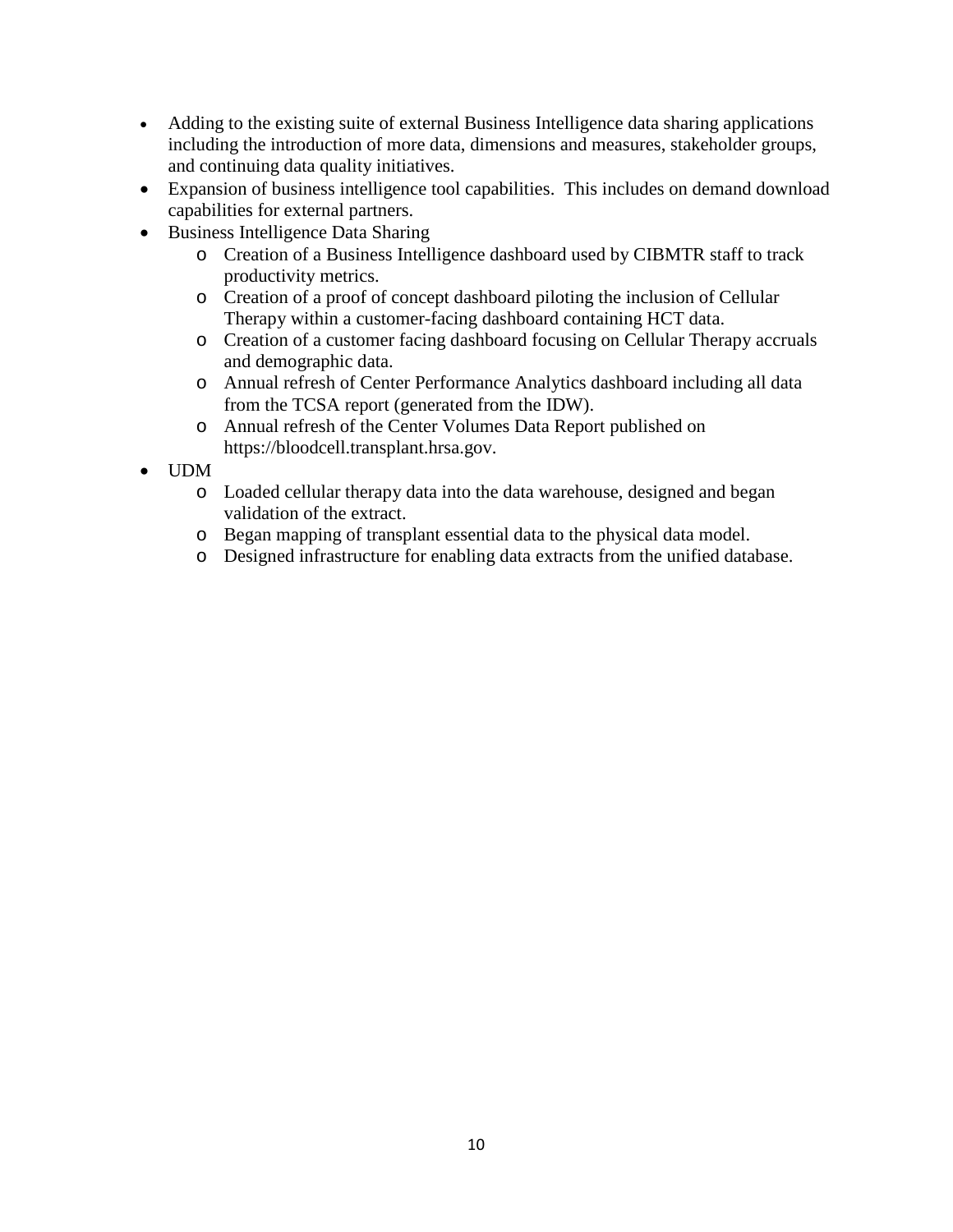- Adding to the existing suite of external Business Intelligence data sharing applications including the introduction of more data, dimensions and measures, stakeholder groups, and continuing data quality initiatives.
- Expansion of business intelligence tool capabilities. This includes on demand download capabilities for external partners.
- Business Intelligence Data Sharing
  - Creation of a Business Intelligence dashboard used by CIBMTR staff to track productivity metrics.
  - Creation of a proof of concept dashboard piloting the inclusion of Cellular Therapy within a customer-facing dashboard containing HCT data.
  - Creation of a customer facing dashboard focusing on Cellular Therapy accruals and demographic data.
  - Annual refresh of Center Performance Analytics dashboard including all data from the TCSA report (generated from the IDW).
  - Annual refresh of the Center Volumes Data Report published on https://bloodcell.transplant.hrsa.gov.
- UDM
  - Loaded cellular therapy data into the data warehouse, designed and began validation of the extract.
  - Began mapping of transplant essential data to the physical data model.
  - Designed infrastructure for enabling data extracts from the unified database.